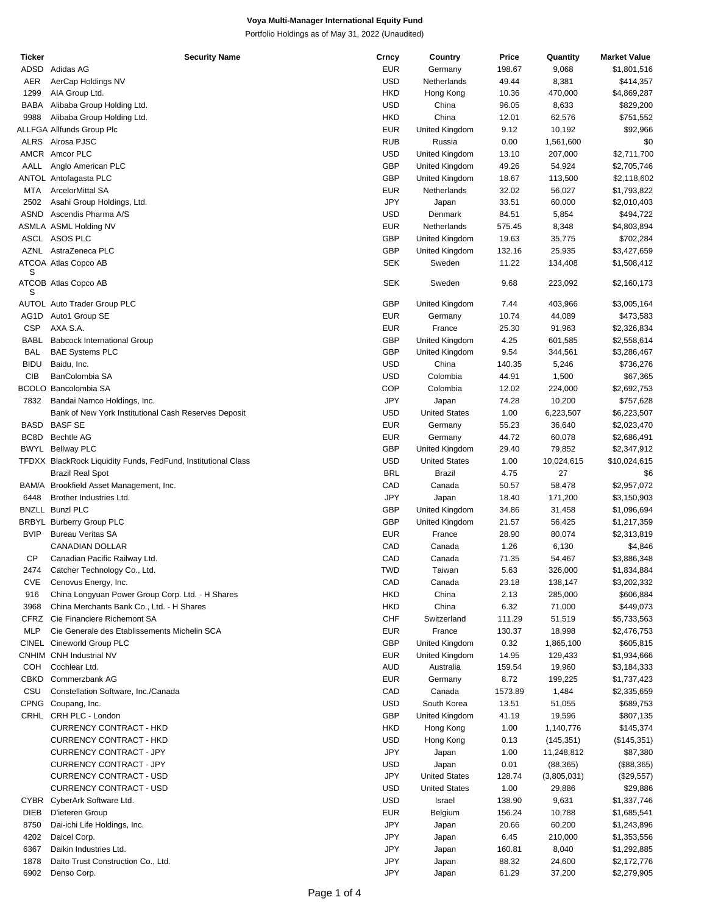# Voya Multi-Manager International Equity Fund

Portfolio Holdings as of May 31, 2022 (Unaudited)

| Ticker | Security Name | Crncy | Country | Price | Quantity | Market Value |
|---|---|---|---|---|---|---|
| ADSD | Adidas AG | EUR | Germany | 198.67 | 9,068 | $1,801,516 |
| AER | AerCap Holdings NV | USD | Netherlands | 49.44 | 8,381 | $414,357 |
| 1299 | AIA Group Ltd. | HKD | Hong Kong | 10.36 | 470,000 | $4,869,287 |
| BABA | Alibaba Group Holding Ltd. | USD | China | 96.05 | 8,633 | $829,200 |
| 9988 | Alibaba Group Holding Ltd. | HKD | China | 12.01 | 62,576 | $751,552 |
| ALLFGA | Allfunds Group Plc | EUR | United Kingdom | 9.12 | 10,192 | $92,966 |
| ALRS | Alrosa PJSC | RUB | Russia | 0.00 | 1,561,600 | $0 |
| AMCR | Amcor PLC | USD | United Kingdom | 13.10 | 207,000 | $2,711,700 |
| AALL | Anglo American PLC | GBP | United Kingdom | 49.26 | 54,924 | $2,705,746 |
| ANTOL | Antofagasta PLC | GBP | United Kingdom | 18.67 | 113,500 | $2,118,602 |
| MTA | ArcelorMittal SA | EUR | Netherlands | 32.02 | 56,027 | $1,793,822 |
| 2502 | Asahi Group Holdings, Ltd. | JPY | Japan | 33.51 | 60,000 | $2,010,403 |
| ASND | Ascendis Pharma A/S | USD | Denmark | 84.51 | 5,854 | $494,722 |
| ASMLA | ASML Holding NV | EUR | Netherlands | 575.45 | 8,348 | $4,803,894 |
| ASCL | ASOS PLC | GBP | United Kingdom | 19.63 | 35,775 | $702,284 |
| AZNL | AstraZeneca PLC | GBP | United Kingdom | 132.16 | 25,935 | $3,427,659 |
| ATCOAS | Atlas Copco AB | SEK | Sweden | 11.22 | 134,408 | $1,508,412 |
| ATCOBS | Atlas Copco AB | SEK | Sweden | 9.68 | 223,092 | $2,160,173 |
| AUTOL | Auto Trader Group PLC | GBP | United Kingdom | 7.44 | 403,966 | $3,005,164 |
| AG1D | Auto1 Group SE | EUR | Germany | 10.74 | 44,089 | $473,583 |
| CSP | AXA S.A. | EUR | France | 25.30 | 91,963 | $2,326,834 |
| BABL | Babcock International Group | GBP | United Kingdom | 4.25 | 601,585 | $2,558,614 |
| BAL | BAE Systems PLC | GBP | United Kingdom | 9.54 | 344,561 | $3,286,467 |
| BIDU | Baidu, Inc. | USD | China | 140.35 | 5,246 | $736,276 |
| CIB | BanColombia SA | USD | Colombia | 44.91 | 1,500 | $67,365 |
| BCOLO | Bancolombia SA | COP | Colombia | 12.02 | 224,000 | $2,692,753 |
| 7832 | Bandai Namco Holdings, Inc. | JPY | Japan | 74.28 | 10,200 | $757,628 |
| | Bank of New York Institutional Cash Reserves Deposit | USD | United States | 1.00 | 6,223,507 | $6,223,507 |
| BASD | BASF SE | EUR | Germany | 55.23 | 36,640 | $2,023,470 |
| BC8D | Bechtle AG | EUR | Germany | 44.72 | 60,078 | $2,686,491 |
| BWYL | Bellway PLC | GBP | United Kingdom | 29.40 | 79,852 | $2,347,912 |
| TFDXX | BlackRock Liquidity Funds, FedFund, Institutional Class | USD | United States | 1.00 | 10,024,615 | $10,024,615 |
| | Brazil Real Spot | BRL | Brazil | 4.75 | 27 | $6 |
| BAM/A | Brookfield Asset Management, Inc. | CAD | Canada | 50.57 | 58,478 | $2,957,072 |
| 6448 | Brother Industries Ltd. | JPY | Japan | 18.40 | 171,200 | $3,150,903 |
| BNZLL | Bunzl PLC | GBP | United Kingdom | 34.86 | 31,458 | $1,096,694 |
| BRBYL | Burberry Group PLC | GBP | United Kingdom | 21.57 | 56,425 | $1,217,359 |
| BVIP | Bureau Veritas SA | EUR | France | 28.90 | 80,074 | $2,313,819 |
| | CANADIAN DOLLAR | CAD | Canada | 1.26 | 6,130 | $4,846 |
| CP | Canadian Pacific Railway Ltd. | CAD | Canada | 71.35 | 54,467 | $3,886,348 |
| 2474 | Catcher Technology Co., Ltd. | TWD | Taiwan | 5.63 | 326,000 | $1,834,884 |
| CVE | Cenovus Energy, Inc. | CAD | Canada | 23.18 | 138,147 | $3,202,332 |
| 916 | China Longyuan Power Group Corp. Ltd. - H Shares | HKD | China | 2.13 | 285,000 | $606,884 |
| 3968 | China Merchants Bank Co., Ltd. - H Shares | HKD | China | 6.32 | 71,000 | $449,073 |
| CFRZ | Cie Financiere Richemont SA | CHF | Switzerland | 111.29 | 51,519 | $5,733,563 |
| MLP | Cie Generale des Etablissements Michelin SCA | EUR | France | 130.37 | 18,998 | $2,476,753 |
| CINEL | Cineworld Group PLC | GBP | United Kingdom | 0.32 | 1,865,100 | $605,815 |
| CNHIM | CNH Industrial NV | EUR | United Kingdom | 14.95 | 129,433 | $1,934,666 |
| COH | Cochlear Ltd. | AUD | Australia | 159.54 | 19,960 | $3,184,333 |
| CBKD | Commerzbank AG | EUR | Germany | 8.72 | 199,225 | $1,737,423 |
| CSU | Constellation Software, Inc./Canada | CAD | Canada | 1573.89 | 1,484 | $2,335,659 |
| CPNG | Coupang, Inc. | USD | South Korea | 13.51 | 51,055 | $689,753 |
| CRHL | CRH PLC - London | GBP | United Kingdom | 41.19 | 19,596 | $807,135 |
| | CURRENCY CONTRACT - HKD | HKD | Hong Kong | 1.00 | 1,140,776 | $145,374 |
| | CURRENCY CONTRACT - HKD | USD | Hong Kong | 0.13 | (145,351) | ($145,351) |
| | CURRENCY CONTRACT - JPY | JPY | Japan | 1.00 | 11,248,812 | $87,380 |
| | CURRENCY CONTRACT - JPY | USD | Japan | 0.01 | (88,365) | ($88,365) |
| | CURRENCY CONTRACT - USD | JPY | United States | 128.74 | (3,805,031) | ($29,557) |
| | CURRENCY CONTRACT - USD | USD | United States | 1.00 | 29,886 | $29,886 |
| CYBR | CyberArk Software Ltd. | USD | Israel | 138.90 | 9,631 | $1,337,746 |
| DIEB | D'ieteren Group | EUR | Belgium | 156.24 | 10,788 | $1,685,541 |
| 8750 | Dai-ichi Life Holdings, Inc. | JPY | Japan | 20.66 | 60,200 | $1,243,896 |
| 4202 | Daicel Corp. | JPY | Japan | 6.45 | 210,000 | $1,353,556 |
| 6367 | Daikin Industries Ltd. | JPY | Japan | 160.81 | 8,040 | $1,292,885 |
| 1878 | Daito Trust Construction Co., Ltd. | JPY | Japan | 88.32 | 24,600 | $2,172,776 |
| 6902 | Denso Corp. | JPY | Japan | 61.29 | 37,200 | $2,279,905 |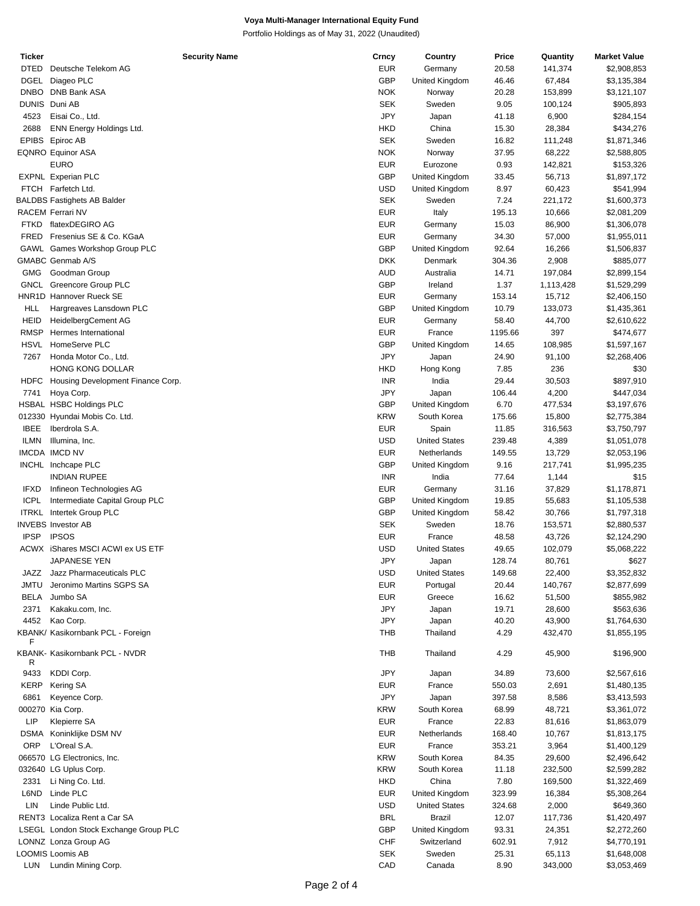**Voya Multi-Manager International Equity Fund**

Portfolio Holdings as of May 31, 2022 (Unaudited)

| Ticker | Security Name | Crncy | Country | Price | Quantity | Market Value |
|---|---|---|---|---|---|---|
| DTED | Deutsche Telekom AG | EUR | Germany | 20.58 | 141,374 | $2,908,853 |
| DGEL | Diageo PLC | GBP | United Kingdom | 46.46 | 67,484 | $3,135,384 |
| DNBO | DNB Bank ASA | NOK | Norway | 20.28 | 153,899 | $3,121,107 |
| DUNIS | Duni AB | SEK | Sweden | 9.05 | 100,124 | $905,893 |
| 4523 | Eisai Co., Ltd. | JPY | Japan | 41.18 | 6,900 | $284,154 |
| 2688 | ENN Energy Holdings Ltd. | HKD | China | 15.30 | 28,384 | $434,276 |
| EPIBS | Epiroc AB | SEK | Sweden | 16.82 | 111,248 | $1,871,346 |
| EQNRO | Equinor ASA | NOK | Norway | 37.95 | 68,222 | $2,588,805 |
| | EURO | EUR | Eurozone | 0.93 | 142,821 | $153,326 |
| EXPNL | Experian PLC | GBP | United Kingdom | 33.45 | 56,713 | $1,897,172 |
| FTCH | Farfetch Ltd. | USD | United Kingdom | 8.97 | 60,423 | $541,994 |
| BALDBS | Fastighets AB Balder | SEK | Sweden | 7.24 | 221,172 | $1,600,373 |
| RACEM | Ferrari NV | EUR | Italy | 195.13 | 10,666 | $2,081,209 |
| FTKD | flatexDEGIRO AG | EUR | Germany | 15.03 | 86,900 | $1,306,078 |
| FRED | Fresenius SE & Co. KGaA | EUR | Germany | 34.30 | 57,000 | $1,955,011 |
| GAWL | Games Workshop Group PLC | GBP | United Kingdom | 92.64 | 16,266 | $1,506,837 |
| GMABC | Genmab A/S | DKK | Denmark | 304.36 | 2,908 | $885,077 |
| GMG | Goodman Group | AUD | Australia | 14.71 | 197,084 | $2,899,154 |
| GNCL | Greencore Group PLC | GBP | Ireland | 1.37 | 1,113,428 | $1,529,299 |
| HNR1D | Hannover Rueck SE | EUR | Germany | 153.14 | 15,712 | $2,406,150 |
| HLL | Hargreaves Lansdown PLC | GBP | United Kingdom | 10.79 | 133,073 | $1,435,361 |
| HEID | HeidelbergCement AG | EUR | Germany | 58.40 | 44,700 | $2,610,622 |
| RMSP | Hermes International | EUR | France | 1195.66 | 397 | $474,677 |
| HSVL | HomeServe PLC | GBP | United Kingdom | 14.65 | 108,985 | $1,597,167 |
| 7267 | Honda Motor Co., Ltd. | JPY | Japan | 24.90 | 91,100 | $2,268,406 |
| | HONG KONG DOLLAR | HKD | Hong Kong | 7.85 | 236 | $30 |
| HDFC | Housing Development Finance Corp. | INR | India | 29.44 | 30,503 | $897,910 |
| 7741 | Hoya Corp. | JPY | Japan | 106.44 | 4,200 | $447,034 |
| HSBAL | HSBC Holdings PLC | GBP | United Kingdom | 6.70 | 477,534 | $3,197,676 |
| 012330 | Hyundai Mobis Co. Ltd. | KRW | South Korea | 175.66 | 15,800 | $2,775,384 |
| IBEE | Iberdrola S.A. | EUR | Spain | 11.85 | 316,563 | $3,750,797 |
| ILMN | Illumina, Inc. | USD | United States | 239.48 | 4,389 | $1,051,078 |
| IMCDA | IMCD NV | EUR | Netherlands | 149.55 | 13,729 | $2,053,196 |
| INCHL | Inchcape PLC | GBP | United Kingdom | 9.16 | 217,741 | $1,995,235 |
| | INDIAN RUPEE | INR | India | 77.64 | 1,144 | $15 |
| IFXD | Infineon Technologies AG | EUR | Germany | 31.16 | 37,829 | $1,178,871 |
| ICPL | Intermediate Capital Group PLC | GBP | United Kingdom | 19.85 | 55,683 | $1,105,538 |
| ITRKL | Intertek Group PLC | GBP | United Kingdom | 58.42 | 30,766 | $1,797,318 |
| INVEBS | Investor AB | SEK | Sweden | 18.76 | 153,571 | $2,880,537 |
| IPSP | IPSOS | EUR | France | 48.58 | 43,726 | $2,124,290 |
| ACWX | iShares MSCI ACWI ex US ETF | USD | United States | 49.65 | 102,079 | $5,068,222 |
| | JAPANESE YEN | JPY | Japan | 128.74 | 80,761 | $627 |
| JAZZ | Jazz Pharmaceuticals PLC | USD | United States | 149.68 | 22,400 | $3,352,832 |
| JMTU | Jeronimo Martins SGPS SA | EUR | Portugal | 20.44 | 140,767 | $2,877,699 |
| BELA | Jumbo SA | EUR | Greece | 16.62 | 51,500 | $855,982 |
| 2371 | Kakaku.com, Inc. | JPY | Japan | 19.71 | 28,600 | $563,636 |
| 4452 | Kao Corp. | JPY | Japan | 40.20 | 43,900 | $1,764,630 |
| KBANK/F | Kasikornbank PCL - Foreign | THB | Thailand | 4.29 | 432,470 | $1,855,195 |
| KBANK-R | Kasikornbank PCL - NVDR | THB | Thailand | 4.29 | 45,900 | $196,900 |
| 9433 | KDDI Corp. | JPY | Japan | 34.89 | 73,600 | $2,567,616 |
| KERP | Kering SA | EUR | France | 550.03 | 2,691 | $1,480,135 |
| 6861 | Keyence Corp. | JPY | Japan | 397.58 | 8,586 | $3,413,593 |
| 000270 | Kia Corp. | KRW | South Korea | 68.99 | 48,721 | $3,361,072 |
| LIP | Klepierre SA | EUR | France | 22.83 | 81,616 | $1,863,079 |
| DSMA | Koninklijke DSM NV | EUR | Netherlands | 168.40 | 10,767 | $1,813,175 |
| ORP | L'Oreal S.A. | EUR | France | 353.21 | 3,964 | $1,400,129 |
| 066570 | LG Electronics, Inc. | KRW | South Korea | 84.35 | 29,600 | $2,496,642 |
| 032640 | LG Uplus Corp. | KRW | South Korea | 11.18 | 232,500 | $2,599,282 |
| 2331 | Li Ning Co. Ltd. | HKD | China | 7.80 | 169,500 | $1,322,469 |
| L6ND | Linde PLC | EUR | United Kingdom | 323.99 | 16,384 | $5,308,264 |
| LIN | Linde Public Ltd. | USD | United States | 324.68 | 2,000 | $649,360 |
| RENT3 | Localiza Rent a Car SA | BRL | Brazil | 12.07 | 117,736 | $1,420,497 |
| LSEGL | London Stock Exchange Group PLC | GBP | United Kingdom | 93.31 | 24,351 | $2,272,260 |
| LONNZ | Lonza Group AG | CHF | Switzerland | 602.91 | 7,912 | $4,770,191 |
| LOOMIS | Loomis AB | SEK | Sweden | 25.31 | 65,113 | $1,648,008 |
| LUN | Lundin Mining Corp. | CAD | Canada | 8.90 | 343,000 | $3,053,469 |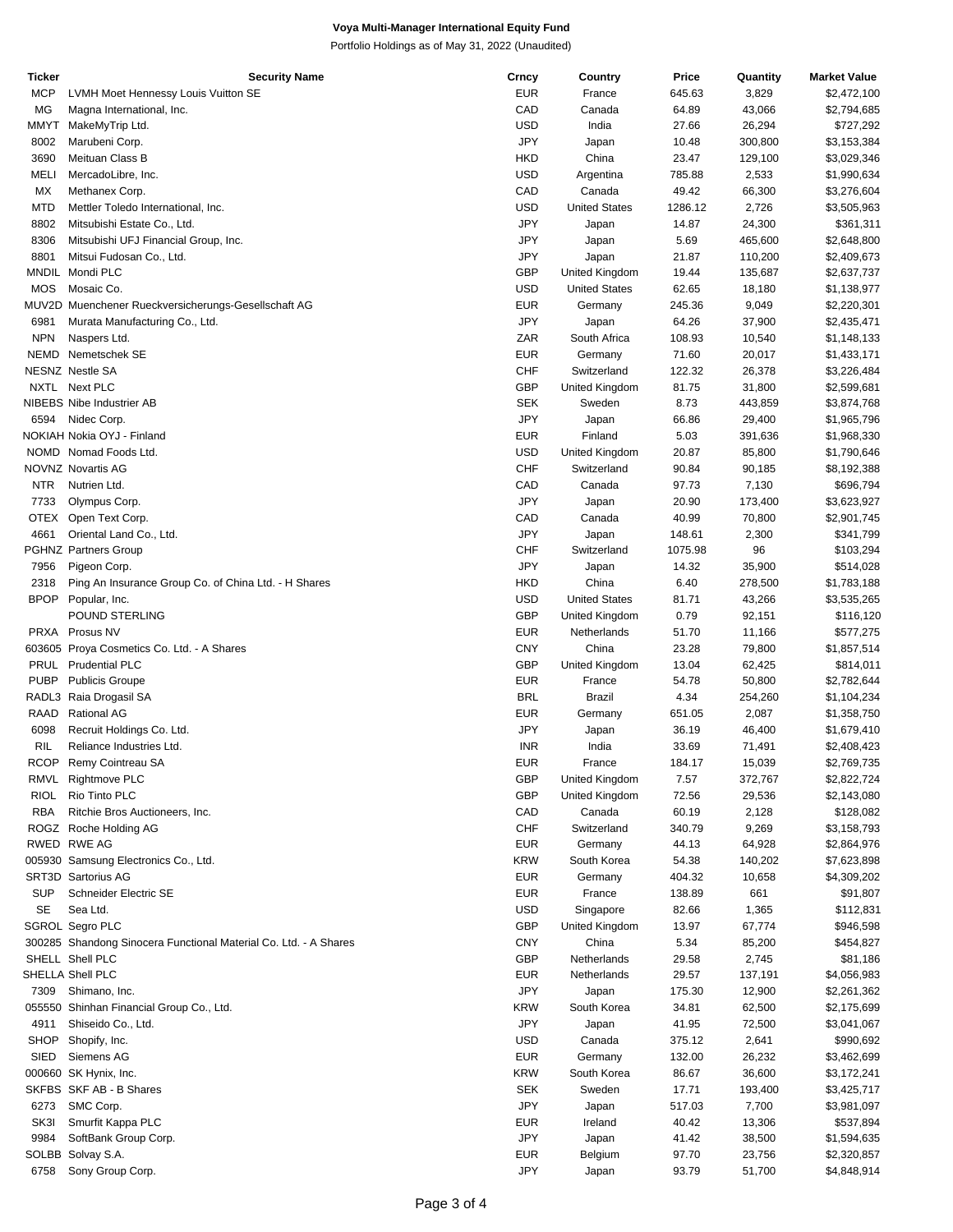**Voya Multi-Manager International Equity Fund**

Portfolio Holdings as of May 31, 2022 (Unaudited)

| Ticker | Security Name | Crncy | Country | Price | Quantity | Market Value |
|---|---|---|---|---|---|---|
| MCP | LVMH Moet Hennessy Louis Vuitton SE | EUR | France | 645.63 | 3,829 | $2,472,100 |
| MG | Magna International, Inc. | CAD | Canada | 64.89 | 43,066 | $2,794,685 |
| MMYT | MakeMyTrip Ltd. | USD | India | 27.66 | 26,294 | $727,292 |
| 8002 | Marubeni Corp. | JPY | Japan | 10.48 | 300,800 | $3,153,384 |
| 3690 | Meituan Class B | HKD | China | 23.47 | 129,100 | $3,029,346 |
| MELI | MercadoLibre, Inc. | USD | Argentina | 785.88 | 2,533 | $1,990,634 |
| MX | Methanex Corp. | CAD | Canada | 49.42 | 66,300 | $3,276,604 |
| MTD | Mettler Toledo International, Inc. | USD | United States | 1286.12 | 2,726 | $3,505,963 |
| 8802 | Mitsubishi Estate Co., Ltd. | JPY | Japan | 14.87 | 24,300 | $361,311 |
| 8306 | Mitsubishi UFJ Financial Group, Inc. | JPY | Japan | 5.69 | 465,600 | $2,648,800 |
| 8801 | Mitsui Fudosan Co., Ltd. | JPY | Japan | 21.87 | 110,200 | $2,409,673 |
| MNDIL | Mondi PLC | GBP | United Kingdom | 19.44 | 135,687 | $2,637,737 |
| MOS | Mosaic Co. | USD | United States | 62.65 | 18,180 | $1,138,977 |
| MUV2D | Muenchener Rueckversicherungs-Gesellschaft AG | EUR | Germany | 245.36 | 9,049 | $2,220,301 |
| 6981 | Murata Manufacturing Co., Ltd. | JPY | Japan | 64.26 | 37,900 | $2,435,471 |
| NPN | Naspers Ltd. | ZAR | South Africa | 108.93 | 10,540 | $1,148,133 |
| NEMD | Nemetschek SE | EUR | Germany | 71.60 | 20,017 | $1,433,171 |
| NESNZ | Nestle SA | CHF | Switzerland | 122.32 | 26,378 | $3,226,484 |
| NXTL | Next PLC | GBP | United Kingdom | 81.75 | 31,800 | $2,599,681 |
| NIBEBS | Nibe Industrier AB | SEK | Sweden | 8.73 | 443,859 | $3,874,768 |
| 6594 | Nidec Corp. | JPY | Japan | 66.86 | 29,400 | $1,965,796 |
| NOKIAH | Nokia OYJ - Finland | EUR | Finland | 5.03 | 391,636 | $1,968,330 |
| NOMD | Nomad Foods Ltd. | USD | United Kingdom | 20.87 | 85,800 | $1,790,646 |
| NOVNZ | Novartis AG | CHF | Switzerland | 90.84 | 90,185 | $8,192,388 |
| NTR | Nutrien Ltd. | CAD | Canada | 97.73 | 7,130 | $696,794 |
| 7733 | Olympus Corp. | JPY | Japan | 20.90 | 173,400 | $3,623,927 |
| OTEX | Open Text Corp. | CAD | Canada | 40.99 | 70,800 | $2,901,745 |
| 4661 | Oriental Land Co., Ltd. | JPY | Japan | 148.61 | 2,300 | $341,799 |
| PGHNZ | Partners Group | CHF | Switzerland | 1075.98 | 96 | $103,294 |
| 7956 | Pigeon Corp. | JPY | Japan | 14.32 | 35,900 | $514,028 |
| 2318 | Ping An Insurance Group Co. of China Ltd. - H Shares | HKD | China | 6.40 | 278,500 | $1,783,188 |
| BPOP | Popular, Inc. | USD | United States | 81.71 | 43,266 | $3,535,265 |
| | POUND STERLING | GBP | United Kingdom | 0.79 | 92,151 | $116,120 |
| PRXA | Prosus NV | EUR | Netherlands | 51.70 | 11,166 | $577,275 |
| 603605 | Proya Cosmetics Co. Ltd. - A Shares | CNY | China | 23.28 | 79,800 | $1,857,514 |
| PRUL | Prudential PLC | GBP | United Kingdom | 13.04 | 62,425 | $814,011 |
| PUBP | Publicis Groupe | EUR | France | 54.78 | 50,800 | $2,782,644 |
| RADL3 | Raia Drogasil SA | BRL | Brazil | 4.34 | 254,260 | $1,104,234 |
| RAAD | Rational AG | EUR | Germany | 651.05 | 2,087 | $1,358,750 |
| 6098 | Recruit Holdings Co. Ltd. | JPY | Japan | 36.19 | 46,400 | $1,679,410 |
| RIL | Reliance Industries Ltd. | INR | India | 33.69 | 71,491 | $2,408,423 |
| RCOP | Remy Cointreau SA | EUR | France | 184.17 | 15,039 | $2,769,735 |
| RMVL | Rightmove PLC | GBP | United Kingdom | 7.57 | 372,767 | $2,822,724 |
| RIOL | Rio Tinto PLC | GBP | United Kingdom | 72.56 | 29,536 | $2,143,080 |
| RBA | Ritchie Bros Auctioneers, Inc. | CAD | Canada | 60.19 | 2,128 | $128,082 |
| ROGZ | Roche Holding AG | CHF | Switzerland | 340.79 | 9,269 | $3,158,793 |
| RWED | RWE AG | EUR | Germany | 44.13 | 64,928 | $2,864,976 |
| 005930 | Samsung Electronics Co., Ltd. | KRW | South Korea | 54.38 | 140,202 | $7,623,898 |
| SRT3D | Sartorius AG | EUR | Germany | 404.32 | 10,658 | $4,309,202 |
| SUP | Schneider Electric SE | EUR | France | 138.89 | 661 | $91,807 |
| SE | Sea Ltd. | USD | Singapore | 82.66 | 1,365 | $112,831 |
| SGROL | Segro PLC | GBP | United Kingdom | 13.97 | 67,774 | $946,598 |
| 300285 | Shandong Sinocera Functional Material Co. Ltd. - A Shares | CNY | China | 5.34 | 85,200 | $454,827 |
| SHELL | Shell PLC | GBP | Netherlands | 29.58 | 2,745 | $81,186 |
| SHELLA | Shell PLC | EUR | Netherlands | 29.57 | 137,191 | $4,056,983 |
| 7309 | Shimano, Inc. | JPY | Japan | 175.30 | 12,900 | $2,261,362 |
| 055550 | Shinhan Financial Group Co., Ltd. | KRW | South Korea | 34.81 | 62,500 | $2,175,699 |
| 4911 | Shiseido Co., Ltd. | JPY | Japan | 41.95 | 72,500 | $3,041,067 |
| SHOP | Shopify, Inc. | USD | Canada | 375.12 | 2,641 | $990,692 |
| SIED | Siemens AG | EUR | Germany | 132.00 | 26,232 | $3,462,699 |
| 000660 | SK Hynix, Inc. | KRW | South Korea | 86.67 | 36,600 | $3,172,241 |
| SKFBS | SKF AB - B Shares | SEK | Sweden | 17.71 | 193,400 | $3,425,717 |
| 6273 | SMC Corp. | JPY | Japan | 517.03 | 7,700 | $3,981,097 |
| SK3I | Smurfit Kappa PLC | EUR | Ireland | 40.42 | 13,306 | $537,894 |
| 9984 | SoftBank Group Corp. | JPY | Japan | 41.42 | 38,500 | $1,594,635 |
| SOLBB | Solvay S.A. | EUR | Belgium | 97.70 | 23,756 | $2,320,857 |
| 6758 | Sony Group Corp. | JPY | Japan | 93.79 | 51,700 | $4,848,914 |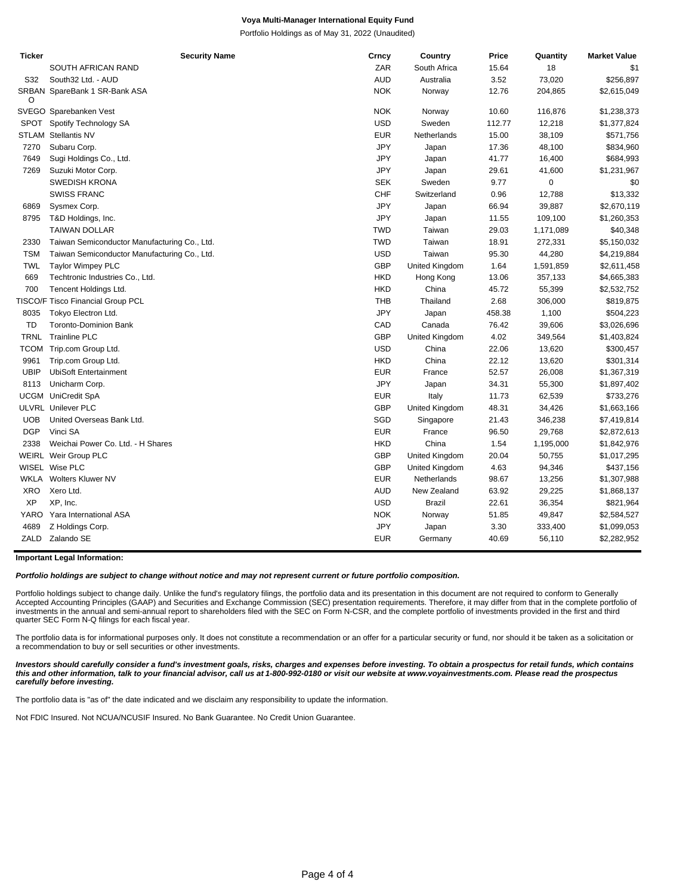# Voya Multi-Manager International Equity Fund

Portfolio Holdings as of May 31, 2022 (Unaudited)

| Ticker | Security Name | Crncy | Country | Price | Quantity | Market Value |
|---|---|---|---|---|---|---|
| | SOUTH AFRICAN RAND | ZAR | South Africa | 15.64 | 18 | $1 |
| S32 | South32 Ltd. - AUD | AUD | Australia | 3.52 | 73,020 | $256,897 |
| SRBANO | SpareBank 1 SR-Bank ASA | NOK | Norway | 12.76 | 204,865 | $2,615,049 |
| SVEGO | Sparebanken Vest | NOK | Norway | 10.60 | 116,876 | $1,238,373 |
| SPOT | Spotify Technology SA | USD | Sweden | 112.77 | 12,218 | $1,377,824 |
| STLAM | Stellantis NV | EUR | Netherlands | 15.00 | 38,109 | $571,756 |
| 7270 | Subaru Corp. | JPY | Japan | 17.36 | 48,100 | $834,960 |
| 7649 | Sugi Holdings Co., Ltd. | JPY | Japan | 41.77 | 16,400 | $684,993 |
| 7269 | Suzuki Motor Corp. | JPY | Japan | 29.61 | 41,600 | $1,231,967 |
| | SWEDISH KRONA | SEK | Sweden | 9.77 | 0 | $0 |
| | SWISS FRANC | CHF | Switzerland | 0.96 | 12,788 | $13,332 |
| 6869 | Sysmex Corp. | JPY | Japan | 66.94 | 39,887 | $2,670,119 |
| 8795 | T&D Holdings, Inc. | JPY | Japan | 11.55 | 109,100 | $1,260,353 |
| | TAIWAN DOLLAR | TWD | Taiwan | 29.03 | 1,171,089 | $40,348 |
| 2330 | Taiwan Semiconductor Manufacturing Co., Ltd. | TWD | Taiwan | 18.91 | 272,331 | $5,150,032 |
| TSM | Taiwan Semiconductor Manufacturing Co., Ltd. | USD | Taiwan | 95.30 | 44,280 | $4,219,884 |
| TWL | Taylor Wimpey PLC | GBP | United Kingdom | 1.64 | 1,591,859 | $2,611,458 |
| 669 | Techtronic Industries Co., Ltd. | HKD | Hong Kong | 13.06 | 357,133 | $4,665,383 |
| 700 | Tencent Holdings Ltd. | HKD | China | 45.72 | 55,399 | $2,532,752 |
| TISCO/F | Tisco Financial Group PCL | THB | Thailand | 2.68 | 306,000 | $819,875 |
| 8035 | Tokyo Electron Ltd. | JPY | Japan | 458.38 | 1,100 | $504,223 |
| TD | Toronto-Dominion Bank | CAD | Canada | 76.42 | 39,606 | $3,026,696 |
| TRNL | Trainline PLC | GBP | United Kingdom | 4.02 | 349,564 | $1,403,824 |
| TCOM | Trip.com Group Ltd. | USD | China | 22.06 | 13,620 | $300,457 |
| 9961 | Trip.com Group Ltd. | HKD | China | 22.12 | 13,620 | $301,314 |
| UBIP | UbiSoft Entertainment | EUR | France | 52.57 | 26,008 | $1,367,319 |
| 8113 | Unicharm Corp. | JPY | Japan | 34.31 | 55,300 | $1,897,402 |
| UCGM | UniCredit SpA | EUR | Italy | 11.73 | 62,539 | $733,276 |
| ULVRL | Unilever PLC | GBP | United Kingdom | 48.31 | 34,426 | $1,663,166 |
| UOB | United Overseas Bank Ltd. | SGD | Singapore | 21.43 | 346,238 | $7,419,814 |
| DGP | Vinci SA | EUR | France | 96.50 | 29,768 | $2,872,613 |
| 2338 | Weichai Power Co. Ltd. - H Shares | HKD | China | 1.54 | 1,195,000 | $1,842,976 |
| WEIRL | Weir Group PLC | GBP | United Kingdom | 20.04 | 50,755 | $1,017,295 |
| WISEL | Wise PLC | GBP | United Kingdom | 4.63 | 94,346 | $437,156 |
| WKLA | Wolters Kluwer NV | EUR | Netherlands | 98.67 | 13,256 | $1,307,988 |
| XRO | Xero Ltd. | AUD | New Zealand | 63.92 | 29,225 | $1,868,137 |
| XP | XP, Inc. | USD | Brazil | 22.61 | 36,354 | $821,964 |
| YARO | Yara International ASA | NOK | Norway | 51.85 | 49,847 | $2,584,527 |
| 4689 | Z Holdings Corp. | JPY | Japan | 3.30 | 333,400 | $1,099,053 |
| ZALD | Zalando SE | EUR | Germany | 40.69 | 56,110 | $2,282,952 |

**Important Legal Information:**

***Portfolio holdings are subject to change without notice and may not represent current or future portfolio composition.***

Portfolio holdings subject to change daily. Unlike the fund's regulatory filings, the portfolio data and its presentation in this document are not required to conform to Generally Accepted Accounting Principles (GAAP) and Securities and Exchange Commission (SEC) presentation requirements. Therefore, it may differ from that in the complete portfolio of investments in the annual and semi-annual report to shareholders filed with the SEC on Form N-CSR, and the complete portfolio of investments provided in the first and third quarter SEC Form N-Q filings for each fiscal year.

The portfolio data is for informational purposes only. It does not constitute a recommendation or an offer for a particular security or fund, nor should it be taken as a solicitation or a recommendation to buy or sell securities or other investments.

***Investors should carefully consider a fund's investment goals, risks, charges and expenses before investing. To obtain a prospectus for retail funds, which contains this and other information, talk to your financial advisor, call us at 1-800-992-0180 or visit our website at www.voyainvestments.com. Please read the prospectus carefully before investing.***

The portfolio data is "as of" the date indicated and we disclaim any responsibility to update the information.

Not FDIC Insured. Not NCUA/NCUSIF Insured. No Bank Guarantee. No Credit Union Guarantee.